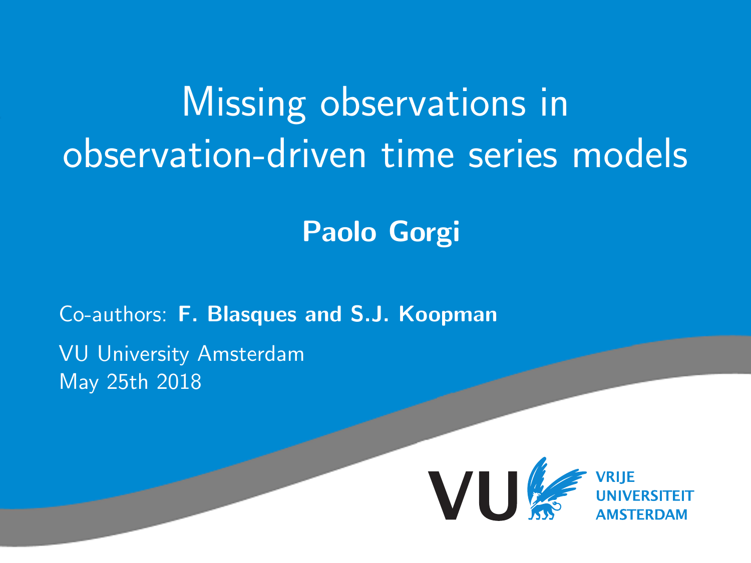# Missing observations in observation-driven time series models

**Paolo Gorgi**

Co-authors: **F. Blasques and S.J. Koopman**

VU University Amsterdam
May 25th 2018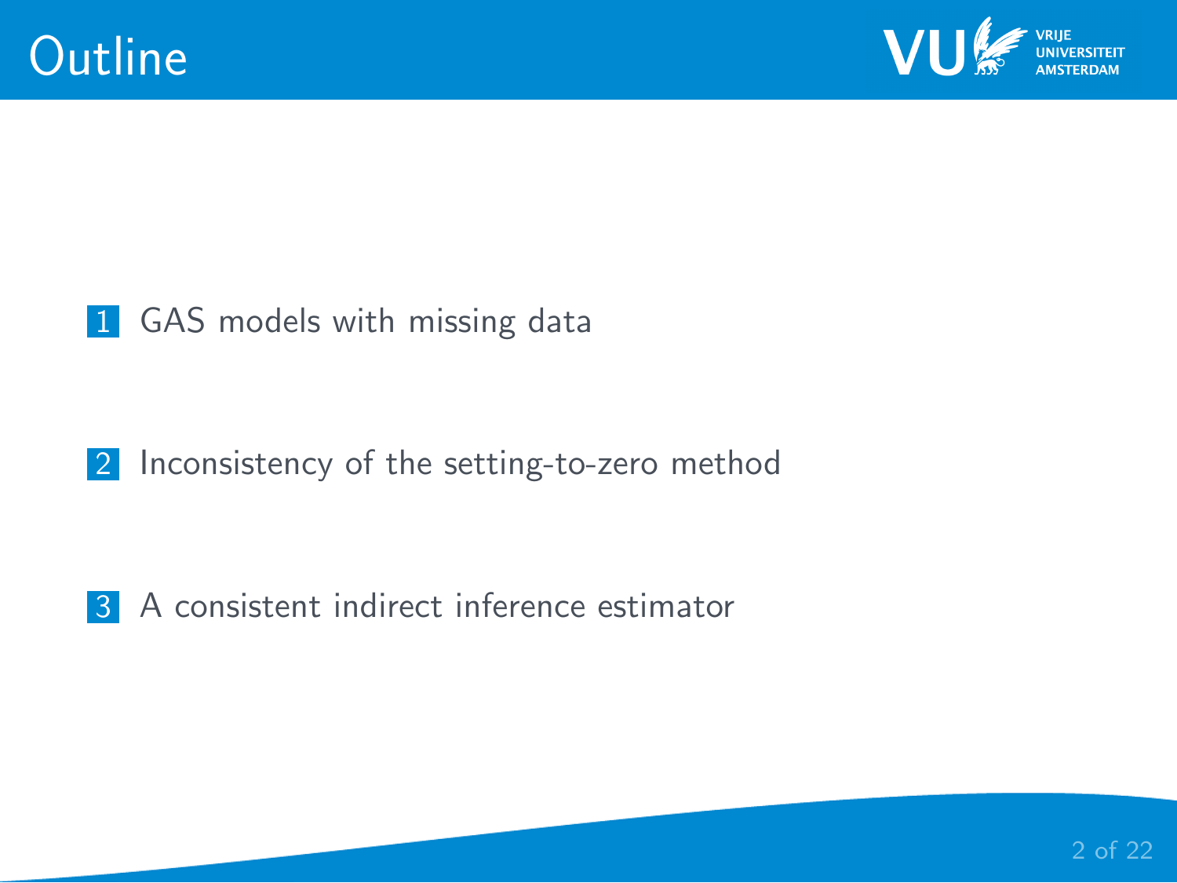# Outline

1. GAS models with missing data

2. Inconsistency of the setting-to-zero method

3. A consistent indirect inference estimator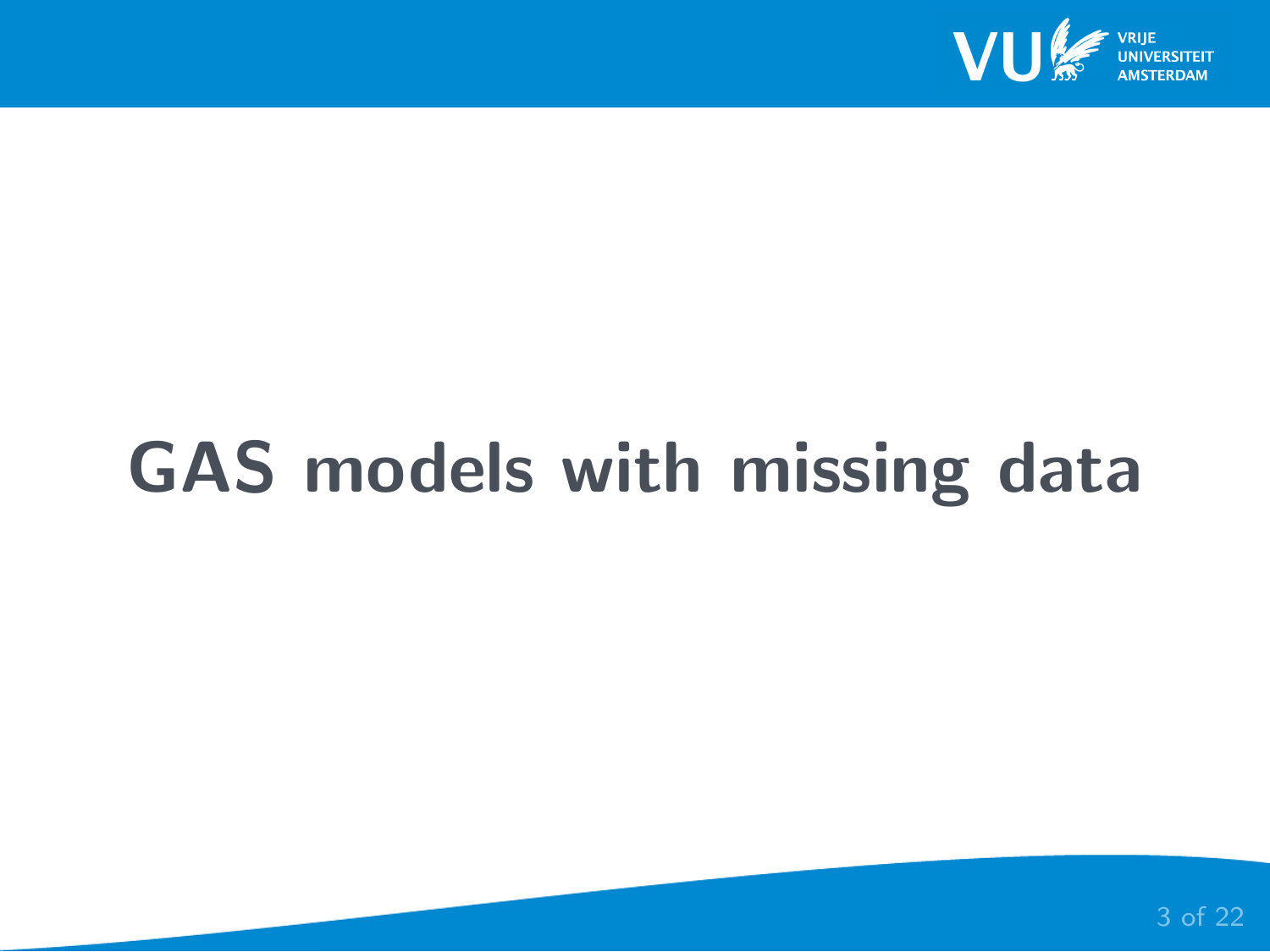# GAS models with missing data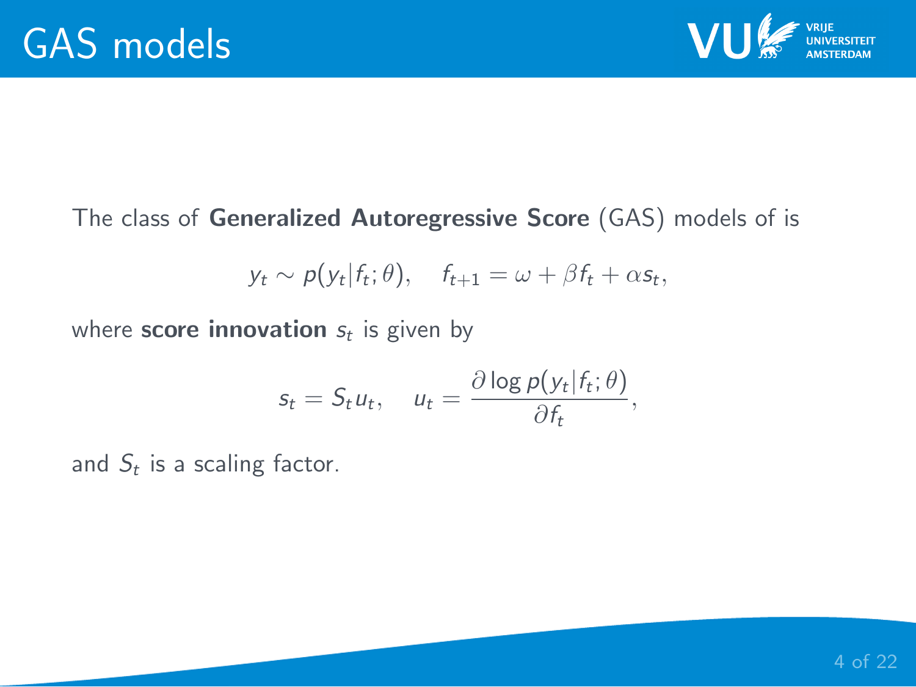# GAS models

The class of **Generalized Autoregressive Score** (GAS) models of is

$$y_t \sim p(y_t | f_t; \theta), \quad f_{t+1} = \omega + \beta f_t + \alpha s_t,$$

where **score innovation** $s_t$ is given by

$$s_t = S_t u_t, \quad u_t = \frac{\partial \log p(y_t | f_t; \theta)}{\partial f_t},$$

and $S_t$ is a scaling factor.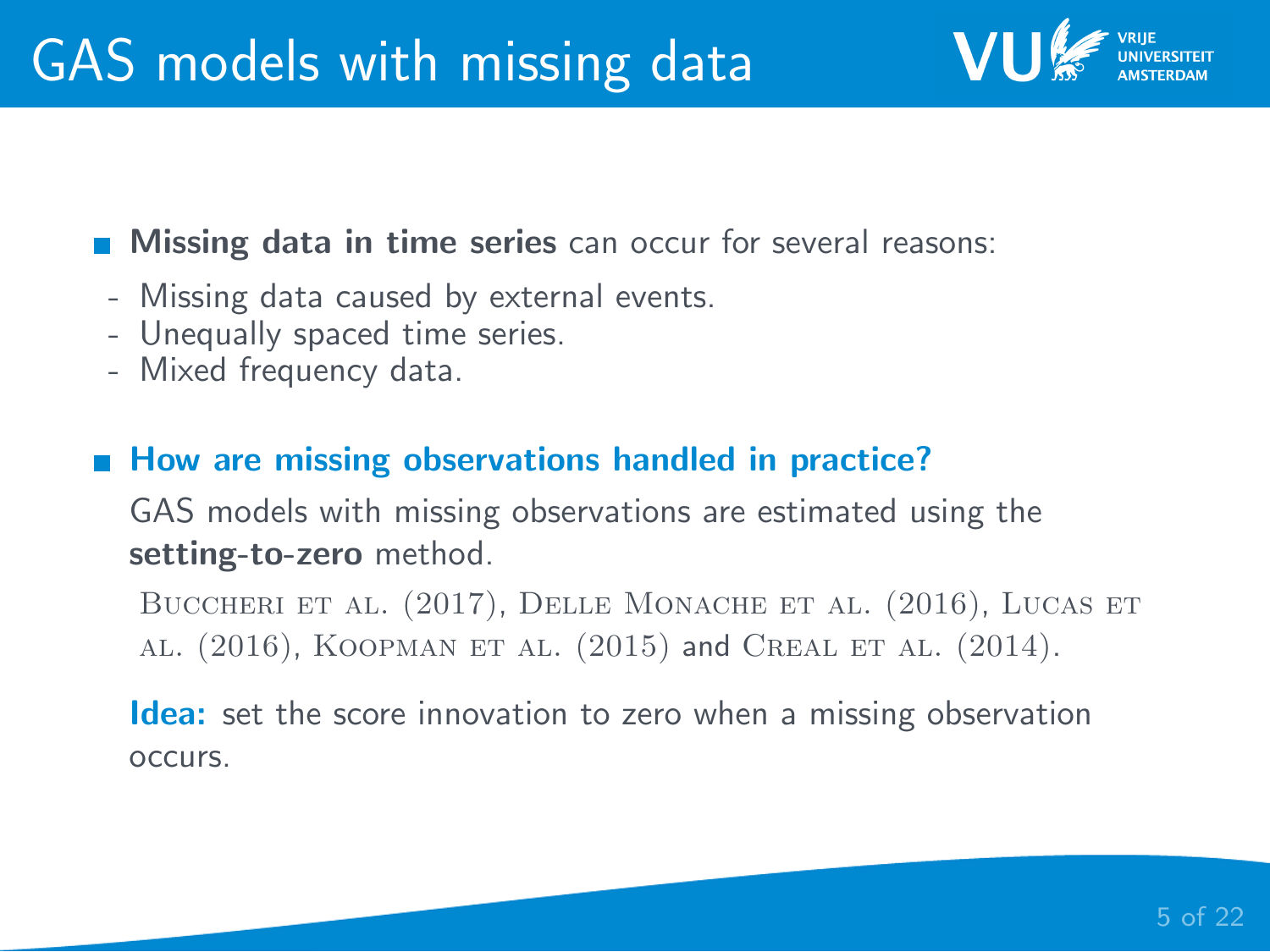# GAS models with missing data

- **Missing data in time series** can occur for several reasons:

  - Missing data caused by external events.
  - Unequally spaced time series.
  - Mixed frequency data.

- **How are missing observations handled in practice?**

  GAS models with missing observations are estimated using the **setting-to-zero** method.

  Buccheri et al. (2017), Delle Monache et al. (2016), Lucas et al. (2016), Koopman et al. (2015) and Creal et al. (2014).

  **Idea:** set the score innovation to zero when a missing observation occurs.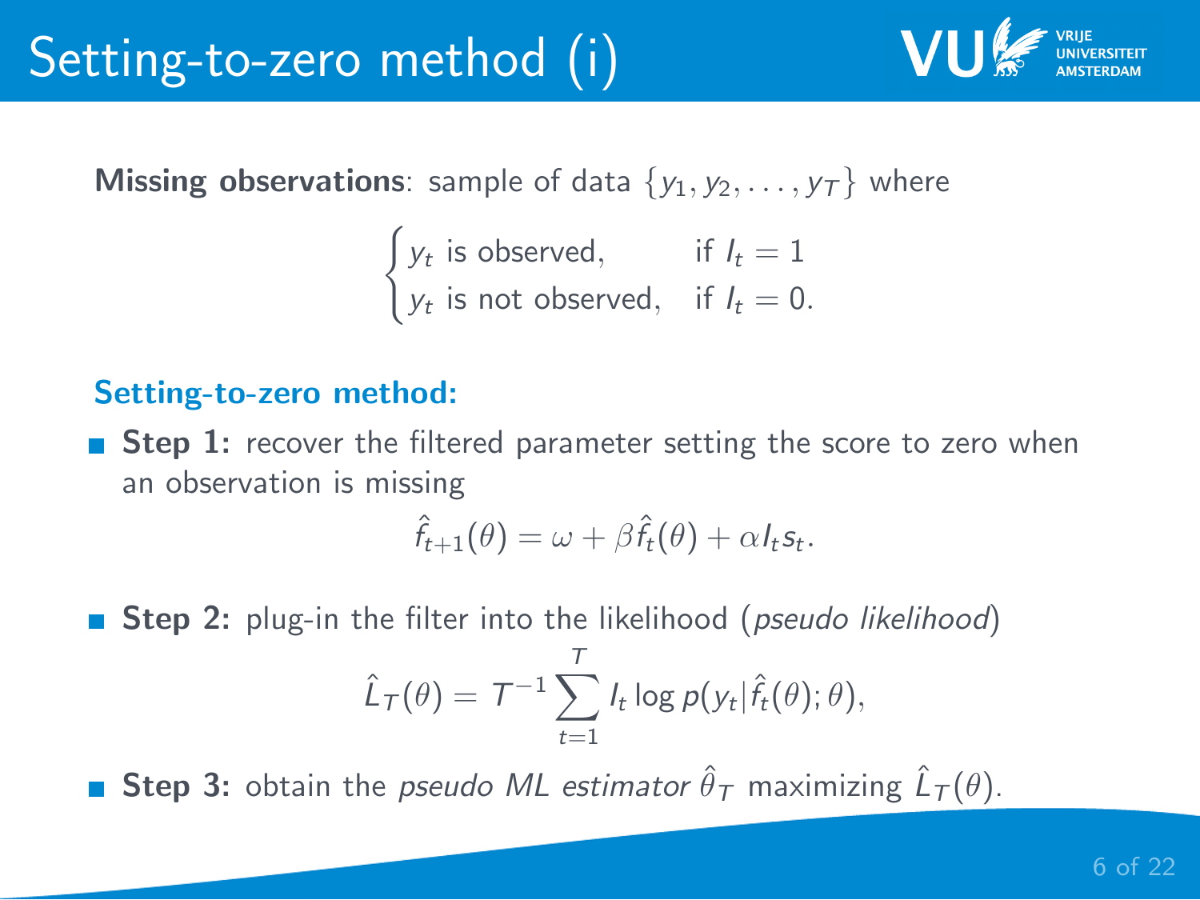# Setting-to-zero method (i)

**Missing observations**: sample of data $\{y_1, y_2, \ldots, y_T\}$ where

$$
\begin{cases} y_t \text{ is observed,} & \text{if } I_t = 1 \\ y_t \text{ is not observed,} & \text{if } I_t = 0. \end{cases}
$$

**Setting-to-zero method:**

- **Step 1:** recover the filtered parameter setting the score to zero when an observation is missing

$$
\hat{f}_{t+1}(\theta) = \omega + \beta \hat{f}_t(\theta) + \alpha I_t s_t.
$$

- **Step 2:** plug-in the filter into the likelihood (*pseudo likelihood*)

$$
\hat{L}_T(\theta) = T^{-1} \sum_{t=1}^{T} I_t \log p(y_t | \hat{f}_t(\theta); \theta),
$$

- **Step 3:** obtain the *pseudo ML estimator* $\hat{\theta}_T$ maximizing $\hat{L}_T(\theta)$.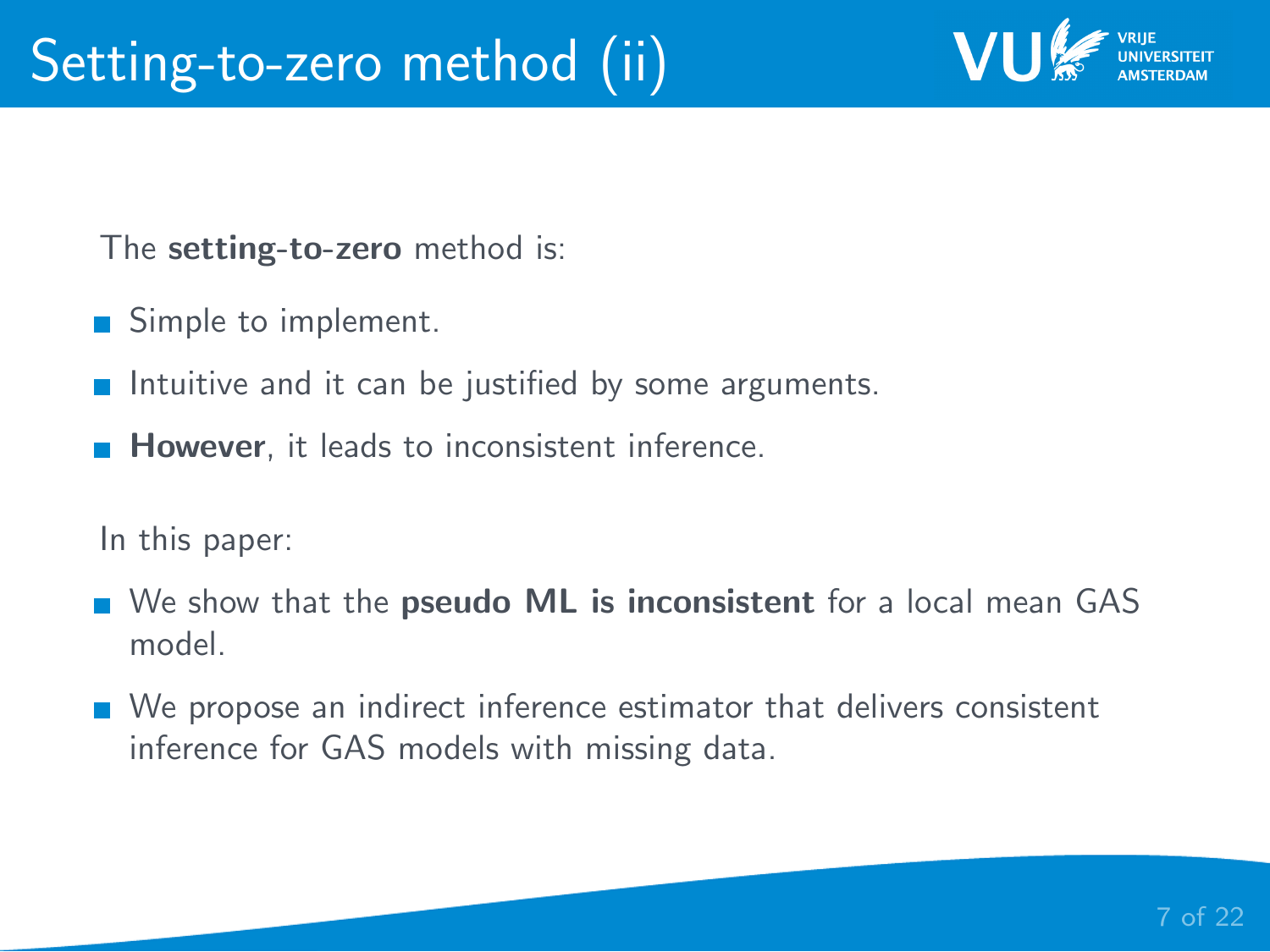# Setting-to-zero method (ii)

The **setting-to-zero** method is:

- Simple to implement.
- Intuitive and it can be justified by some arguments.
- **However**, it leads to inconsistent inference.

In this paper:

- We show that the **pseudo ML is inconsistent** for a local mean GAS model.
- We propose an indirect inference estimator that delivers consistent inference for GAS models with missing data.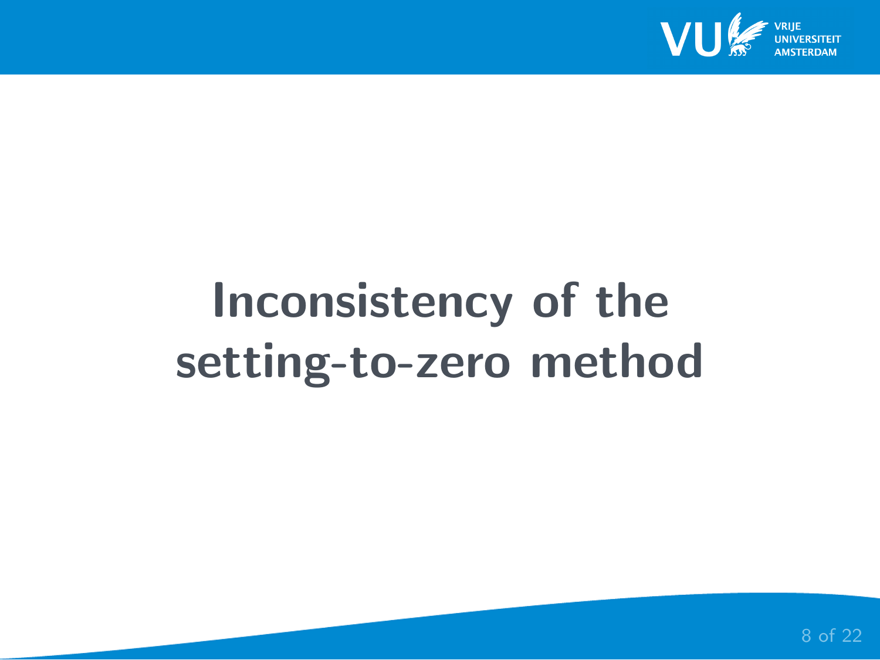# Inconsistency of the setting-to-zero method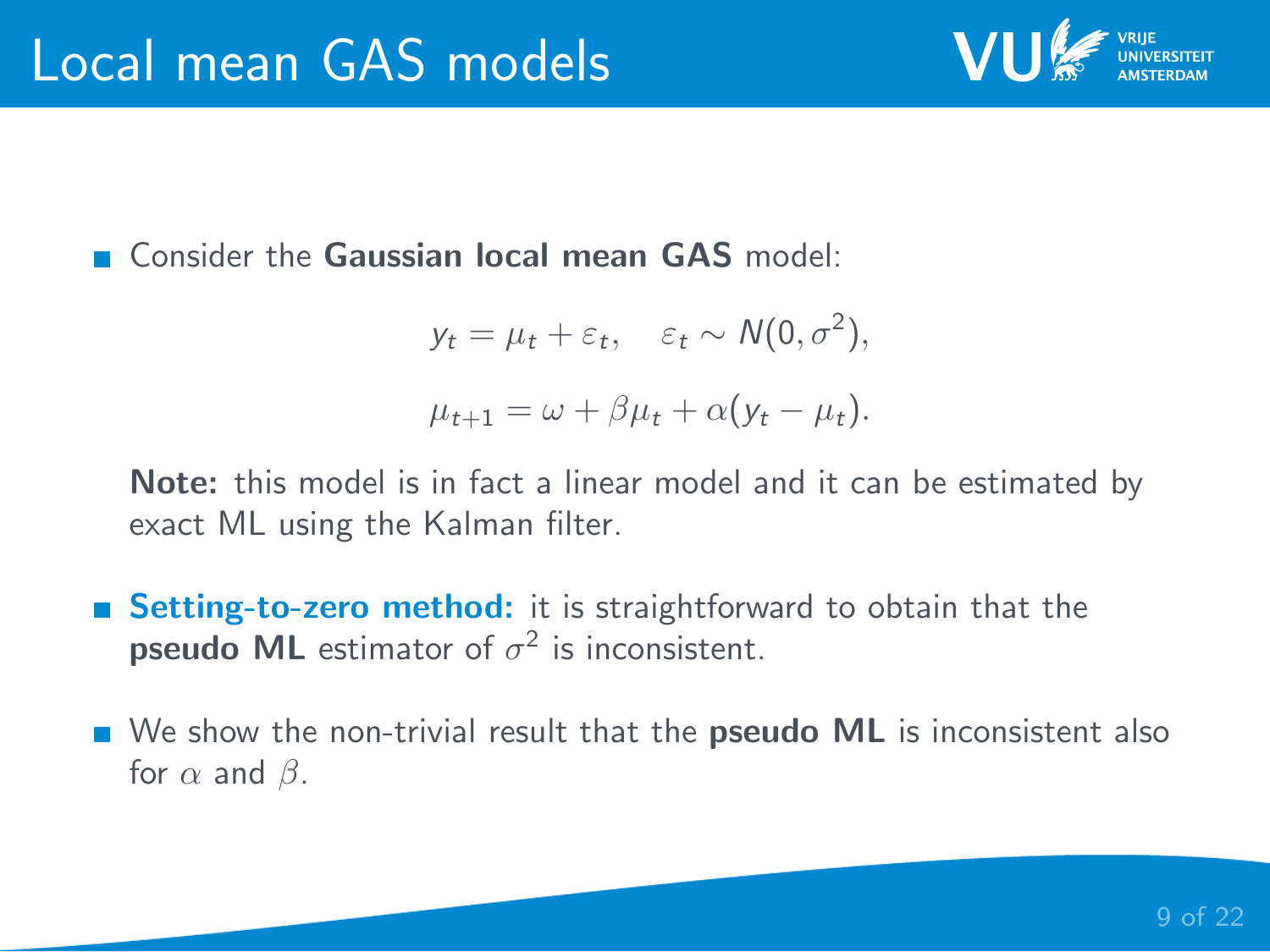# Local mean GAS models

- Consider the **Gaussian local mean GAS** model:

$$y_t = \mu_t + \varepsilon_t, \quad \varepsilon_t \sim N(0, \sigma^2),$$

$$\mu_{t+1} = \omega + \beta \mu_t + \alpha (y_t - \mu_t).$$

  **Note:** this model is in fact a linear model and it can be estimated by exact ML using the Kalman filter.

- **Setting-to-zero method:** it is straightforward to obtain that the **pseudo ML** estimator of $\sigma^2$ is inconsistent.

- We show the non-trivial result that the **pseudo ML** is inconsistent also for $\alpha$ and $\beta$.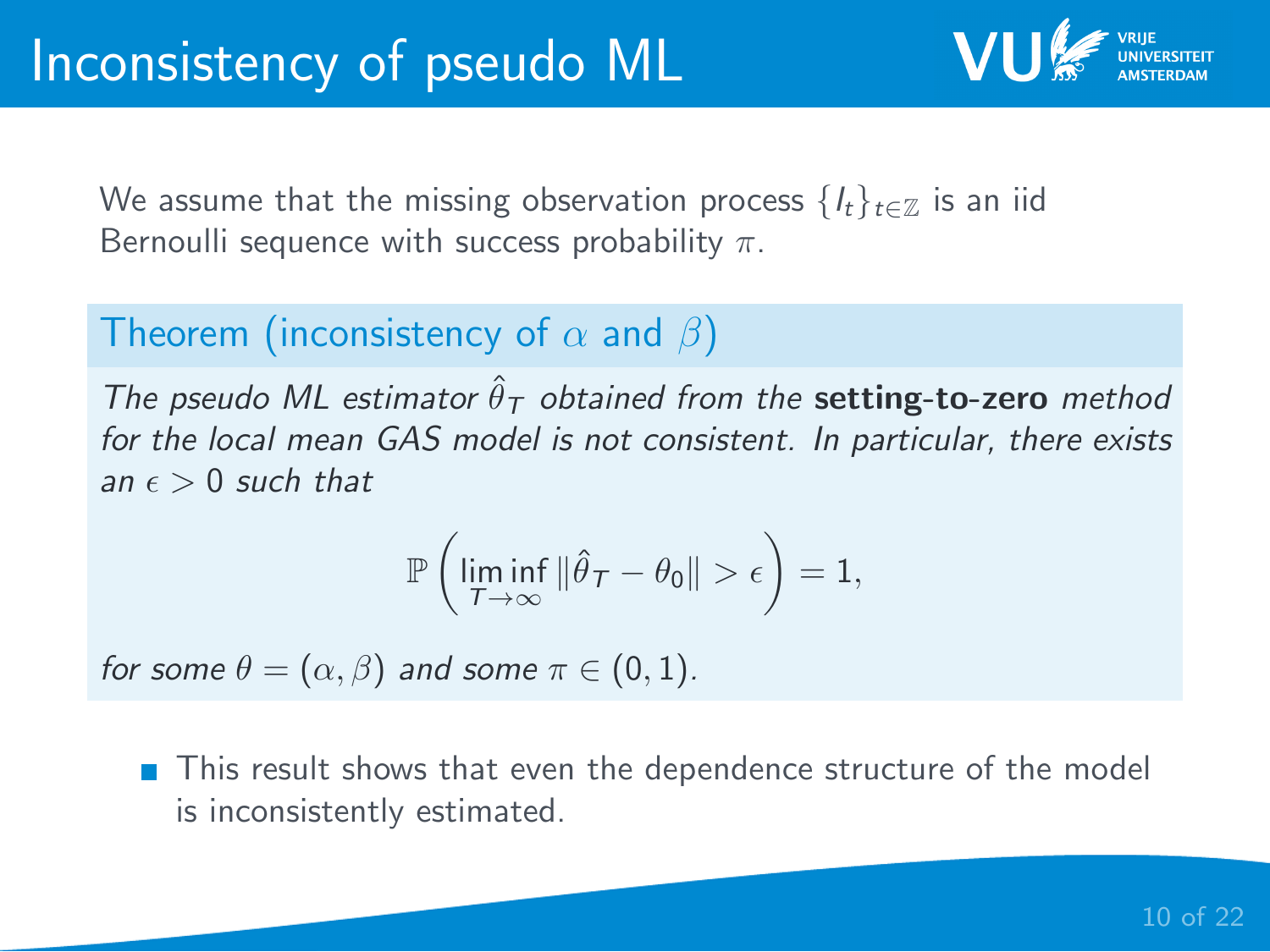# Inconsistency of pseudo ML

We assume that the missing observation process $\{I_t\}_{t\in\mathbb{Z}}$ is an iid Bernoulli sequence with success probability $\pi$.

### Theorem (inconsistency of $\alpha$ and $\beta$)

*The pseudo ML estimator $\hat{\theta}_T$ obtained from the* **setting-to-zero** *method for the local mean GAS model is not consistent. In particular, there exists an $\epsilon > 0$ such that*

$$\mathbb{P}\left(\liminf_{T\to\infty} \|\hat{\theta}_T - \theta_0\| > \epsilon\right) = 1,$$

*for some $\theta = (\alpha, \beta)$ and some $\pi \in (0, 1)$.*

- This result shows that even the dependence structure of the model is inconsistently estimated.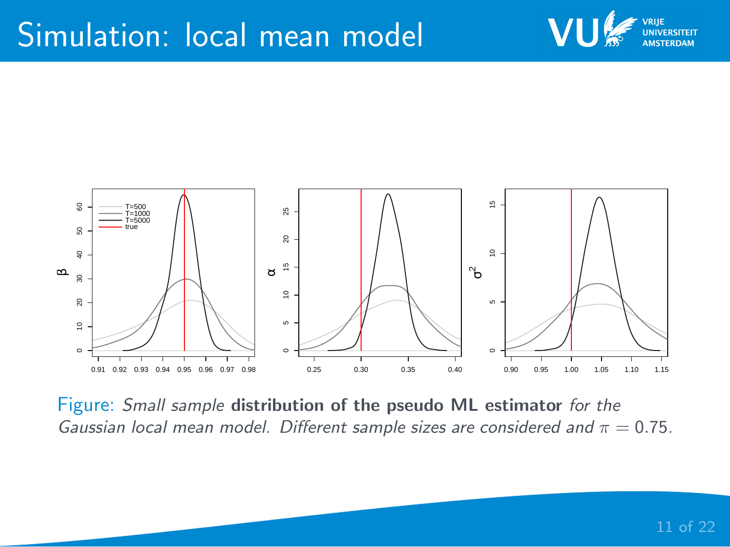# Simulation: local mean model

T=500
T=1000
T=5000
true

β

0 10 20 30 40 50 60

0.91 0.92 0.93 0.94 0.95 0.96 0.97 0.98

α

0 5 10 15 20 25

0.25 0.30 0.35 0.40

$\sigma^2$

0 5 10 15

0.90 0.95 1.00 1.05 1.10 1.15

Figure: *Small sample* **distribution of the pseudo ML estimator** *for the Gaussian local mean model. Different sample sizes are considered and* $\pi = 0.75$.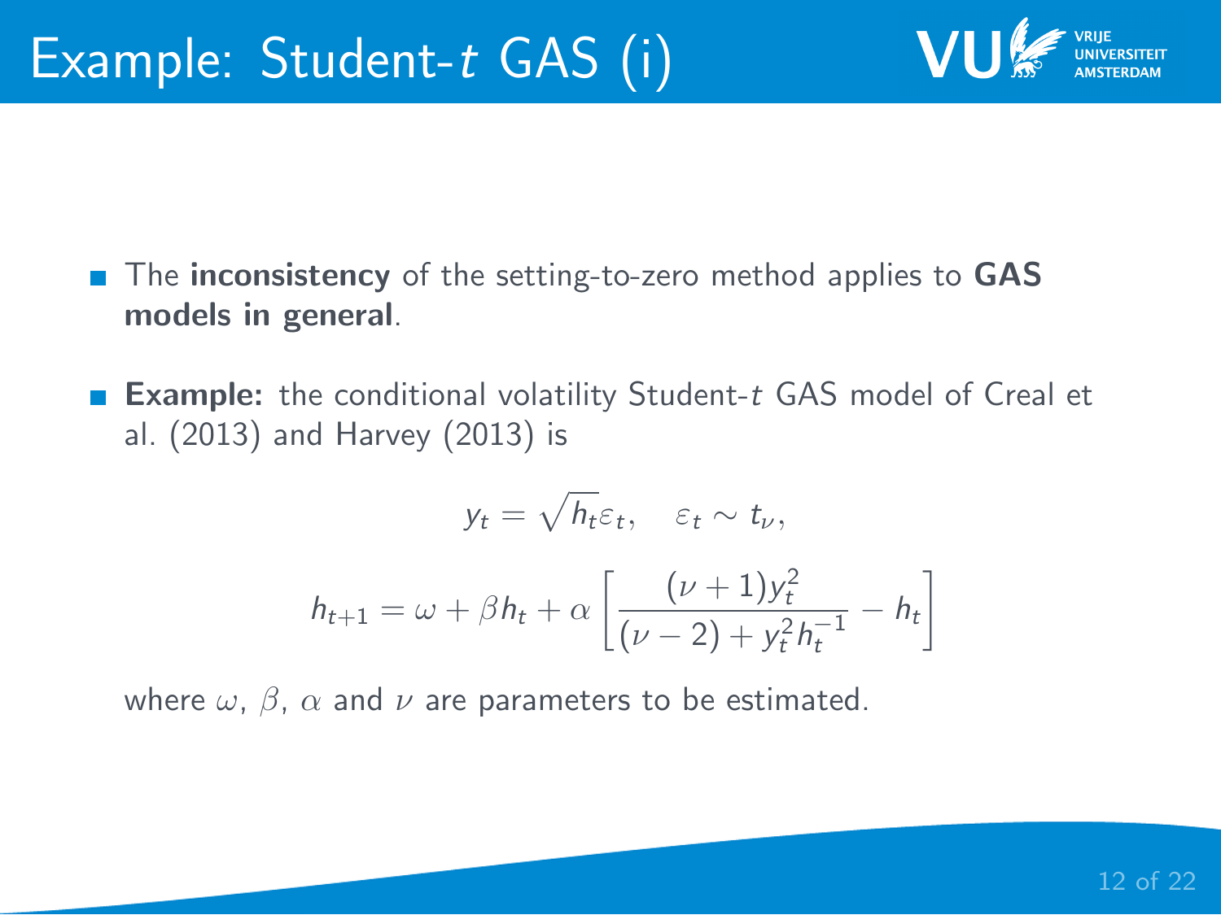# Example: Student-$t$ GAS (i)

- The **inconsistency** of the setting-to-zero method applies to **GAS models in general**.

- **Example:** the conditional volatility Student-$t$ GAS model of Creal et al. (2013) and Harvey (2013) is

$$y_t = \sqrt{h_t}\varepsilon_t, \quad \varepsilon_t \sim t_\nu,$$

$$h_{t+1} = \omega + \beta h_t + \alpha \left[ \frac{(\nu + 1)y_t^2}{(\nu - 2) + y_t^2 h_t^{-1}} - h_t \right]$$

where $\omega$, $\beta$, $\alpha$ and $\nu$ are parameters to be estimated.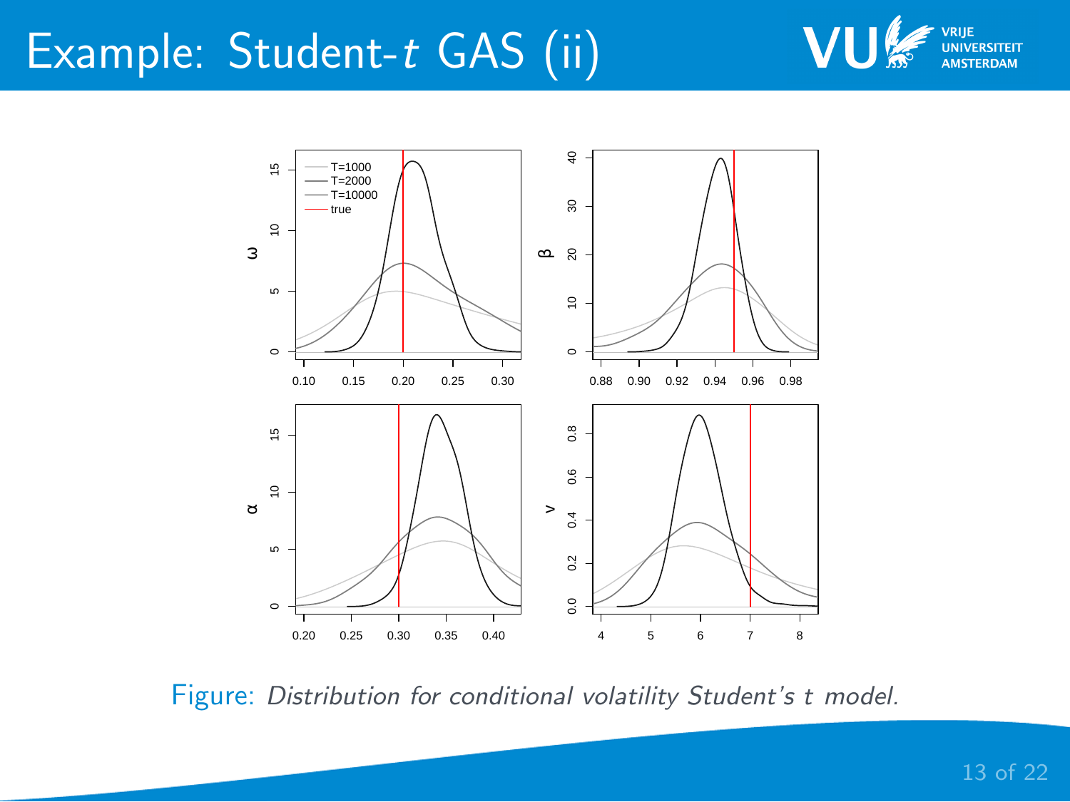# Example: Student-$t$ GAS (ii)

T=1000
T=2000
T=10000
true

$\omega$

0.10 0.15 0.20 0.25 0.30

0 5 10 15

$\beta$

0.88 0.90 0.92 0.94 0.96 0.98

0 10 20 30 40

$\alpha$

0.20 0.25 0.30 0.35 0.40

0 5 10 15

$\nu$

4 5 6 7 8

0.0 0.2 0.4 0.6 0.8

Figure: *Distribution for conditional volatility Student's t model.*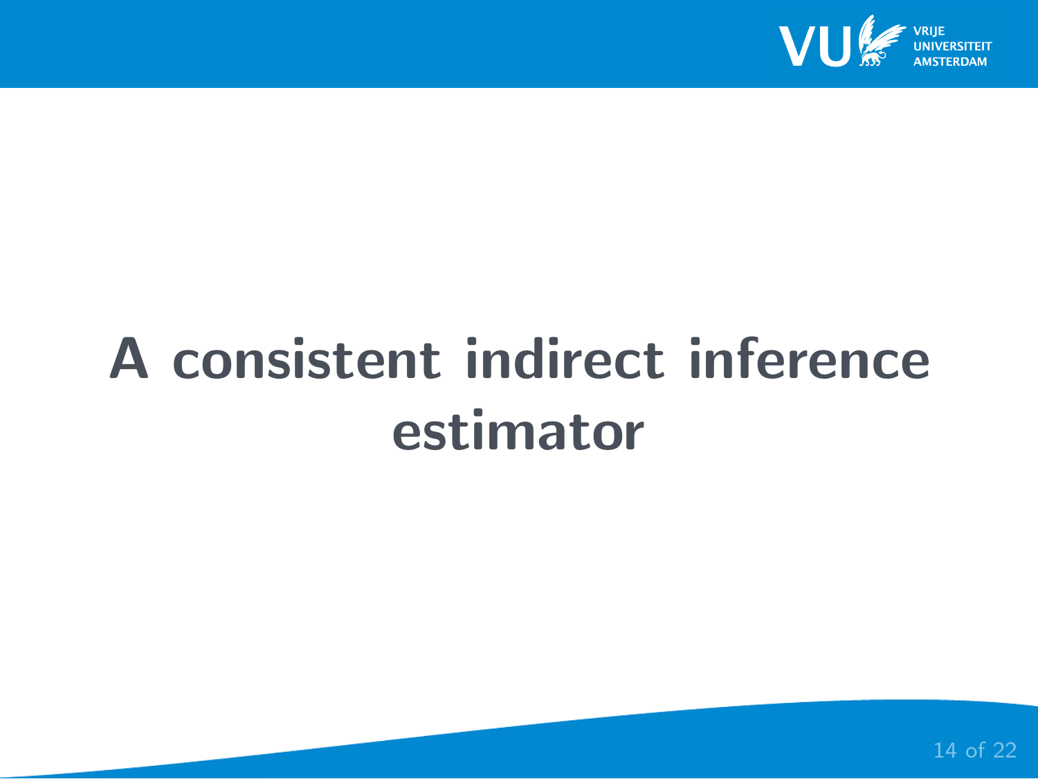# A consistent indirect inference estimator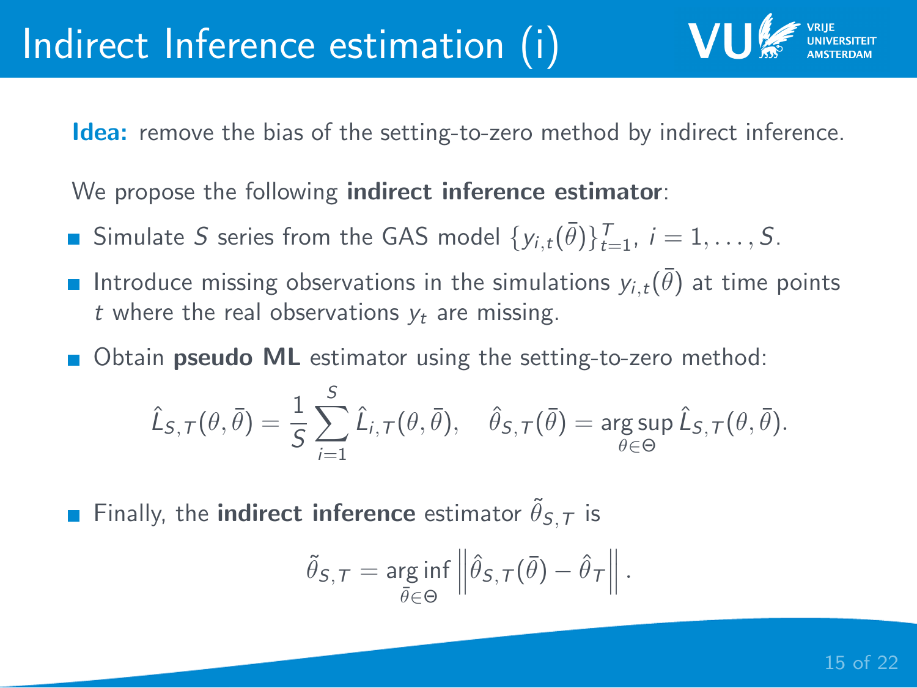# Indirect Inference estimation (i)

**Idea:** remove the bias of the setting-to-zero method by indirect inference.

We propose the following **indirect inference estimator**:

- Simulate $S$ series from the GAS model $\{y_{i,t}(\bar{\theta})\}_{t=1}^{T}$, $i = 1, \ldots, S$.
- Introduce missing observations in the simulations $y_{i,t}(\bar{\theta})$ at time points $t$ where the real observations $y_t$ are missing.
- Obtain **pseudo ML** estimator using the setting-to-zero method:

$$\hat{L}_{S,T}(\theta, \bar{\theta}) = \frac{1}{S} \sum_{i=1}^{S} \hat{L}_{i,T}(\theta, \bar{\theta}), \quad \hat{\theta}_{S,T}(\bar{\theta}) = \arg\sup_{\theta \in \Theta} \hat{L}_{S,T}(\theta, \bar{\theta}).$$

- Finally, the **indirect inference** estimator $\tilde{\theta}_{S,T}$ is

$$\tilde{\theta}_{S,T} = \arg\inf_{\bar{\theta} \in \Theta} \left\| \hat{\theta}_{S,T}(\bar{\theta}) - \hat{\theta}_T \right\|.$$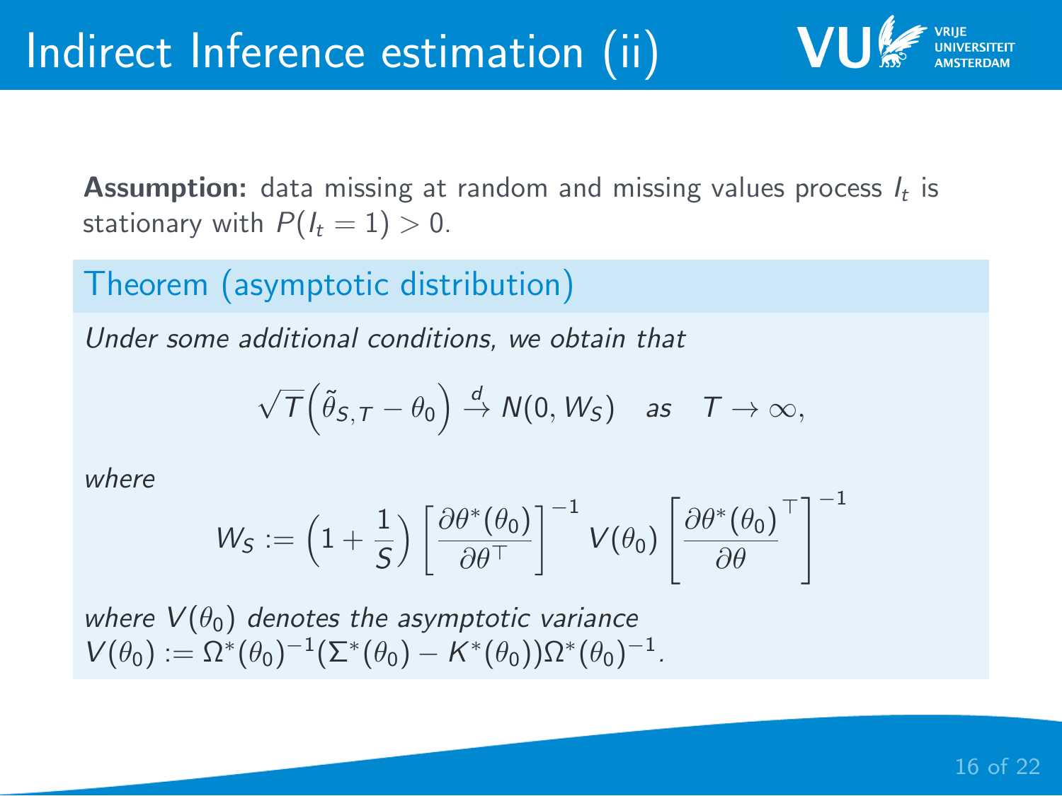# Indirect Inference estimation (ii)

**Assumption:** data missing at random and missing values process $I_t$ is stationary with $P(I_t = 1) > 0$.

### Theorem (asymptotic distribution)

*Under some additional conditions, we obtain that*

$$\sqrt{T}\left(\tilde{\theta}_{S,T} - \theta_0\right) \xrightarrow{d} N(0, W_S) \quad \text{as} \quad T \to \infty,$$

*where*

$$W_S := \left(1 + \frac{1}{S}\right) \left[\frac{\partial \theta^*(\theta_0)}{\partial \theta^\top}\right]^{-1} V(\theta_0) \left[\frac{\partial \theta^*(\theta_0)}{\partial \theta}^\top\right]^{-1}$$

*where* $V(\theta_0)$ *denotes the asymptotic variance* $V(\theta_0) := \Omega^*(\theta_0)^{-1}(\Sigma^*(\theta_0) - K^*(\theta_0))\Omega^*(\theta_0)^{-1}$.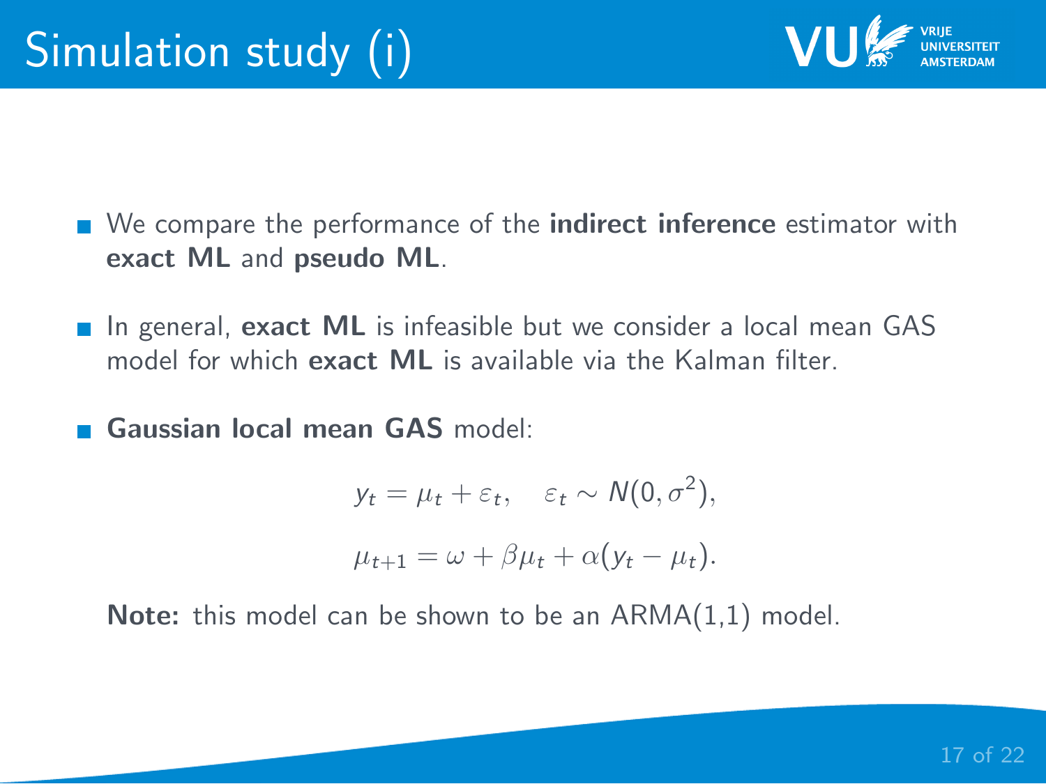# Simulation study (i)

- We compare the performance of the **indirect inference** estimator with **exact ML** and **pseudo ML**.

- In general, **exact ML** is infeasible but we consider a local mean GAS model for which **exact ML** is available via the Kalman filter.

- **Gaussian local mean GAS** model:

$$y_t = \mu_t + \varepsilon_t, \quad \varepsilon_t \sim N(0, \sigma^2),$$

$$\mu_{t+1} = \omega + \beta \mu_t + \alpha (y_t - \mu_t).$$

**Note:** this model can be shown to be an ARMA(1,1) model.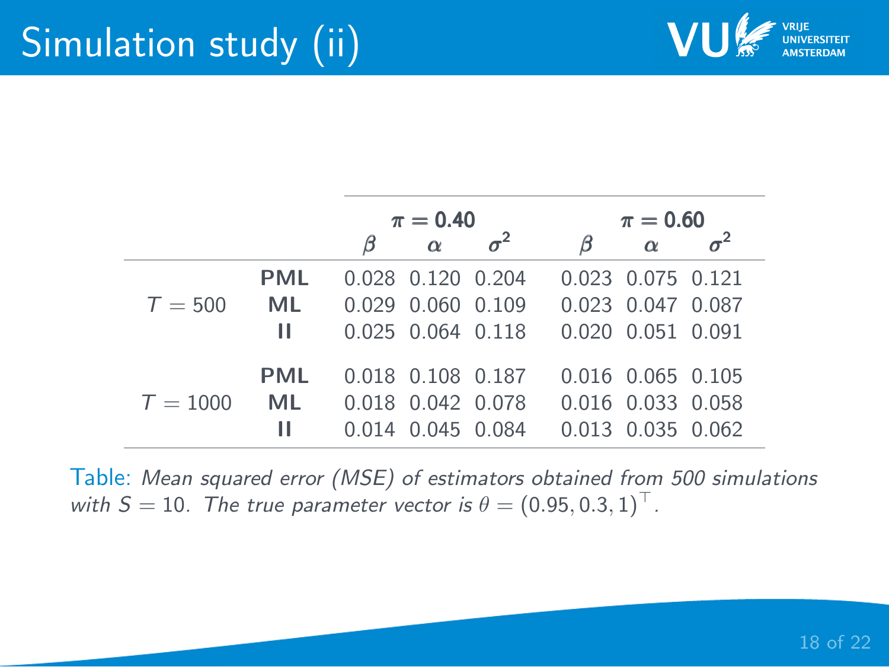# Simulation study (ii)

| | | $\pi = 0.40$ | | | $\pi = 0.60$ | | |
|---|---|---|---|---|---|---|---|
| | | $\beta$ | $\alpha$ | $\sigma^2$ | $\beta$ | $\alpha$ | $\sigma^2$ |
| $T = 500$ | **PML** | 0.028 | 0.120 | 0.204 | 0.023 | 0.075 | 0.121 |
| | **ML** | 0.029 | 0.060 | 0.109 | 0.023 | 0.047 | 0.087 |
| | **II** | 0.025 | 0.064 | 0.118 | 0.020 | 0.051 | 0.091 |
| $T = 1000$ | **PML** | 0.018 | 0.108 | 0.187 | 0.016 | 0.065 | 0.105 |
| | **ML** | 0.018 | 0.042 | 0.078 | 0.016 | 0.033 | 0.058 |
| | **II** | 0.014 | 0.045 | 0.084 | 0.013 | 0.035 | 0.062 |

Table: *Mean squared error (MSE) of estimators obtained from 500 simulations with $S = 10$. The true parameter vector is $\theta = (0.95, 0.3, 1)^\top$.*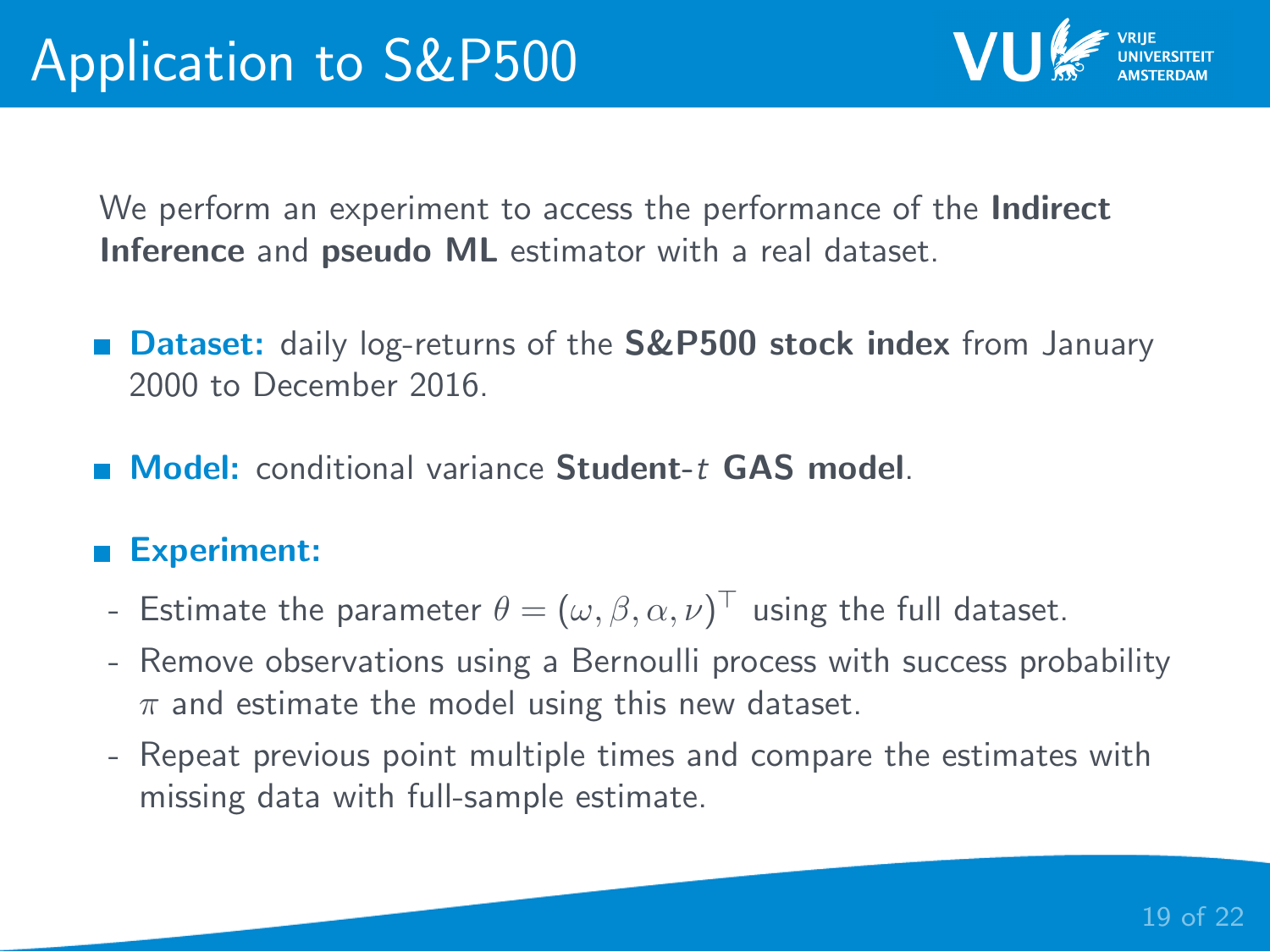# Application to S&P500

We perform an experiment to access the performance of the **Indirect Inference** and **pseudo ML** estimator with a real dataset.

- **Dataset:** daily log-returns of the **S&P500 stock index** from January 2000 to December 2016.
- **Model:** conditional variance **Student-$t$ GAS model**.
- **Experiment:**
  - Estimate the parameter $\theta = (\omega, \beta, \alpha, \nu)^\top$ using the full dataset.
  - Remove observations using a Bernoulli process with success probability $\pi$ and estimate the model using this new dataset.
  - Repeat previous point multiple times and compare the estimates with missing data with full-sample estimate.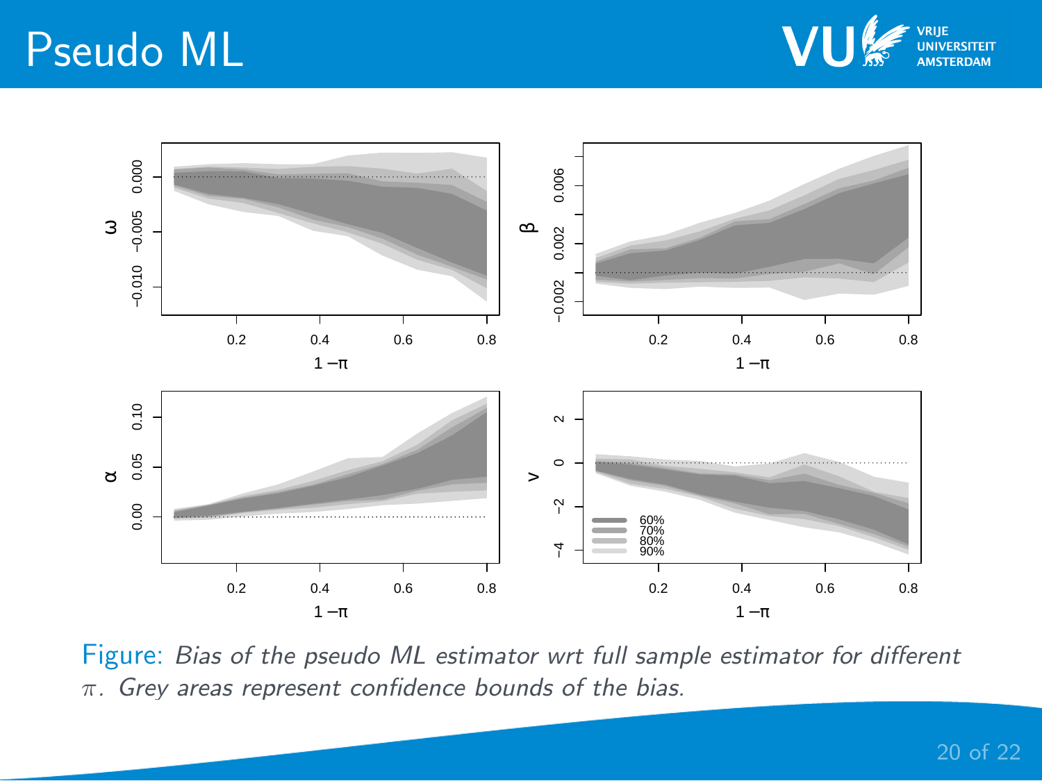# Pseudo ML

ω

0.000

−0.005

−0.010

0.2 0.4 0.6 0.8

1 −π

β

0.006

0.002

−0.002

0.2 0.4 0.6 0.8

1 −π

α

0.10

0.05

0.00

0.2 0.4 0.6 0.8

1 −π

ν

2

0

−2

−4

60%
70%
80%
90%

0.2 0.4 0.6 0.8

1 −π

Figure: *Bias of the pseudo ML estimator wrt full sample estimator for different $\pi$. Grey areas represent confidence bounds of the bias.*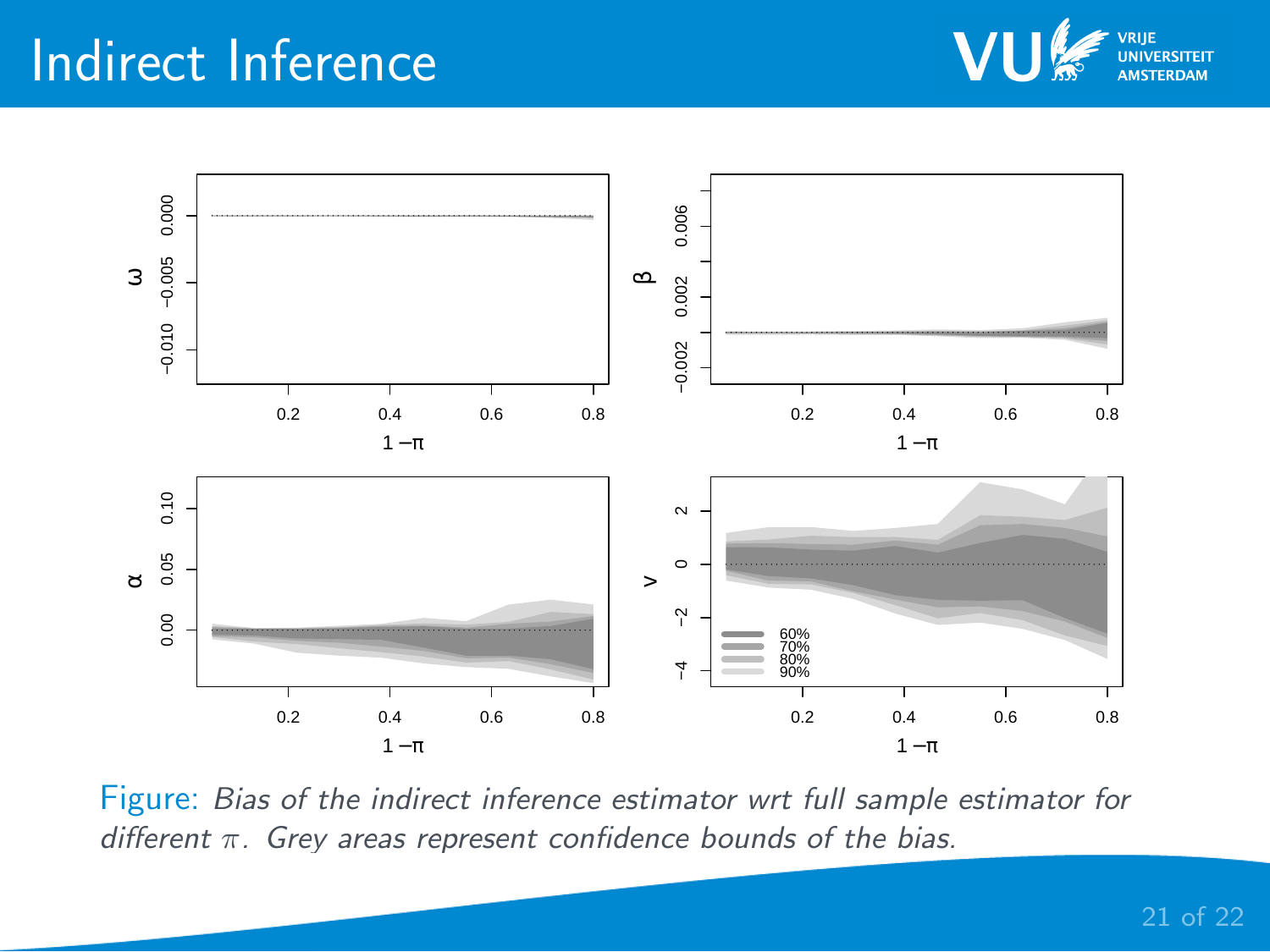# Indirect Inference

ω
0.000
−0.005
−0.010
0.2
0.4
0.6
0.8
$1-\pi$

β
0.006
0.002
−0.002
0.2
0.4
0.6
0.8
$1-\pi$

α
0.10
0.05
0.00
0.2
0.4
0.6
0.8
$1-\pi$

ν
2
0
−2
−4
60%
70%
80%
90%
0.2
0.4
0.6
0.8
$1-\pi$

Figure: *Bias of the indirect inference estimator wrt full sample estimator for different $\pi$. Grey areas represent confidence bounds of the bias.*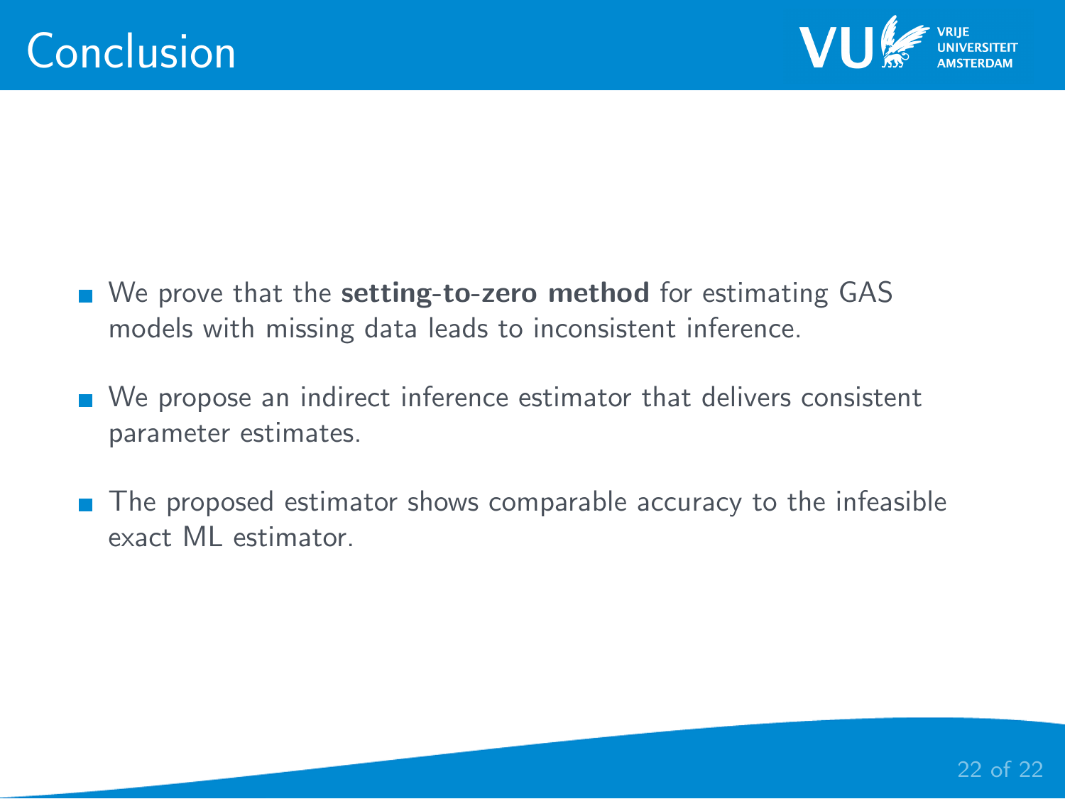# Conclusion

- We prove that the **setting-to-zero method** for estimating GAS models with missing data leads to inconsistent inference.
- We propose an indirect inference estimator that delivers consistent parameter estimates.
- The proposed estimator shows comparable accuracy to the infeasible exact ML estimator.